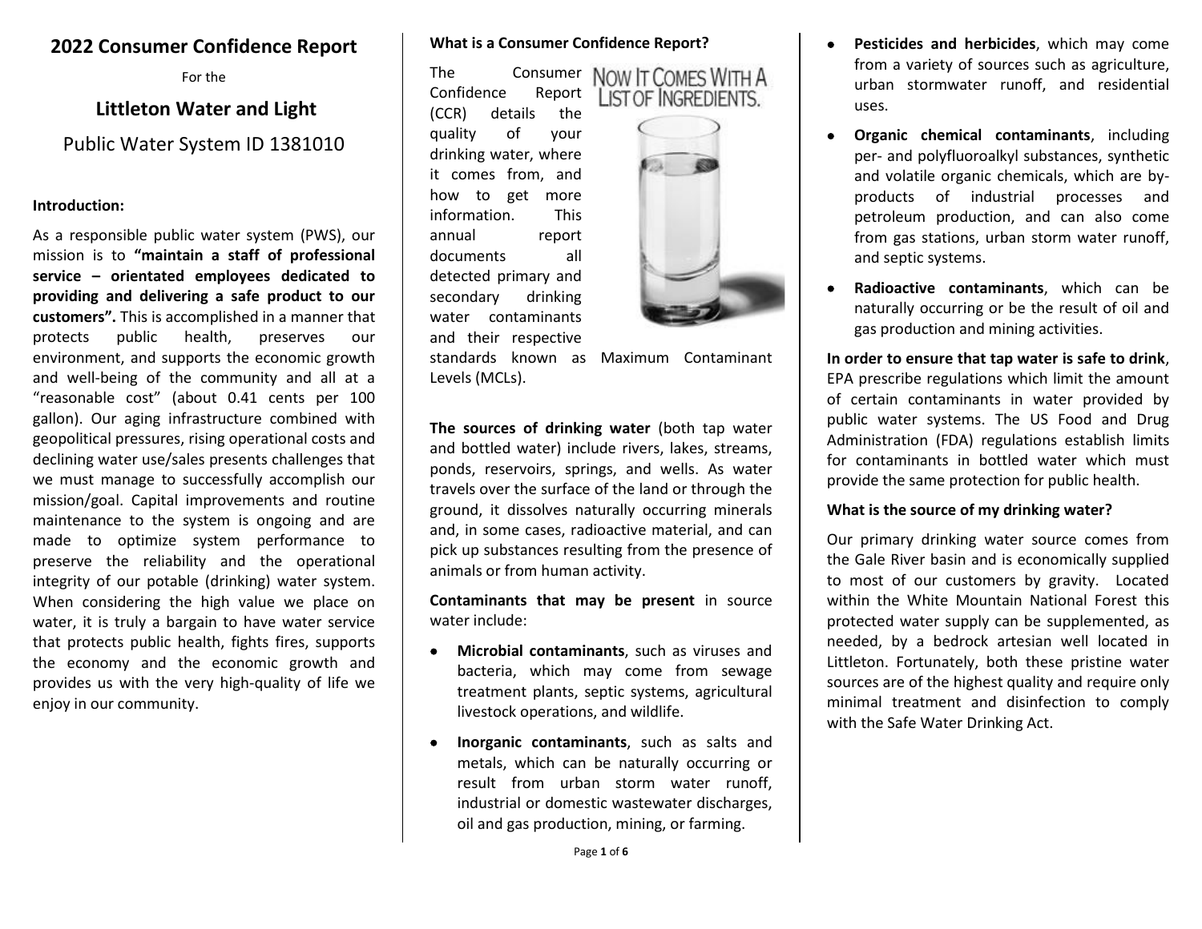# 2022 Consumer Confidence Report

For the

## Littleton Water and Light

Public Water System ID 1381010

**Introduction:**

As a responsible public water system (PWS), our mission is to **"maintain a staff of professional service – orientated employees dedicated to providing and delivering a safe product to our customers".** This is accomplished in a manner that protects public health, preserves our environment, and supports the economic growth and well-being of the community and all at a "reasonable cost" (about 0.41 cents per 100 gallon). Our aging infrastructure combined with geopolitical pressures, rising operational costs and declining water use/sales presents challenges that we must manage to successfully accomplish our mission/goal. Capital improvements and routine maintenance to the system is ongoing and are made to optimize system performance to preserve the reliability and the operational integrity of our potable (drinking) water system. When considering the high value we place on water, it is truly a bargain to have water service that protects public health, fights fires, supports the economy and the economic growth and provides us with the very high-quality of life we enjoy in our community.

**What is a Consumer Confidence Report?**

NOW IT COMES WITH A LIST OF INGREDIENTS.

The Consumer Confidence Report (CCR) details the quality of your drinking water, where it comes from, and how to get more information. This annual report documents all detected primary and secondary drinking water contaminants and their respective standards known as Maximum Contaminant Levels (MCLs).

**The sources of drinking water** (both tap water and bottled water) include rivers, lakes, streams, ponds, reservoirs, springs, and wells. As water travels over the surface of the land or through the ground, it dissolves naturally occurring minerals and, in some cases, radioactive material, and can pick up substances resulting from the presence of animals or from human activity.

**Contaminants that may be present** in source water include:

- **Microbial contaminants**, such as viruses and bacteria, which may come from sewage treatment plants, septic systems, agricultural livestock operations, and wildlife.
- **Inorganic contaminants**, such as salts and metals, which can be naturally occurring or result from urban storm water runoff, industrial or domestic wastewater discharges, oil and gas production, mining, or farming.
- **Pesticides and herbicides**, which may come from a variety of sources such as agriculture, urban stormwater runoff, and residential uses.
- **Organic chemical contaminants**, including per- and polyfluoroalkyl substances, synthetic and volatile organic chemicals, which are by-products of industrial processes and petroleum production, and can also come from gas stations, urban storm water runoff, and septic systems.
- **Radioactive contaminants**, which can be naturally occurring or be the result of oil and gas production and mining activities.

**In order to ensure that tap water is safe to drink**, EPA prescribe regulations which limit the amount of certain contaminants in water provided by public water systems. The US Food and Drug Administration (FDA) regulations establish limits for contaminants in bottled water which must provide the same protection for public health.

**What is the source of my drinking water?**

Our primary drinking water source comes from the Gale River basin and is economically supplied to most of our customers by gravity. Located within the White Mountain National Forest this protected water supply can be supplemented, as needed, by a bedrock artesian well located in Littleton. Fortunately, both these pristine water sources are of the highest quality and require only minimal treatment and disinfection to comply with the Safe Water Drinking Act.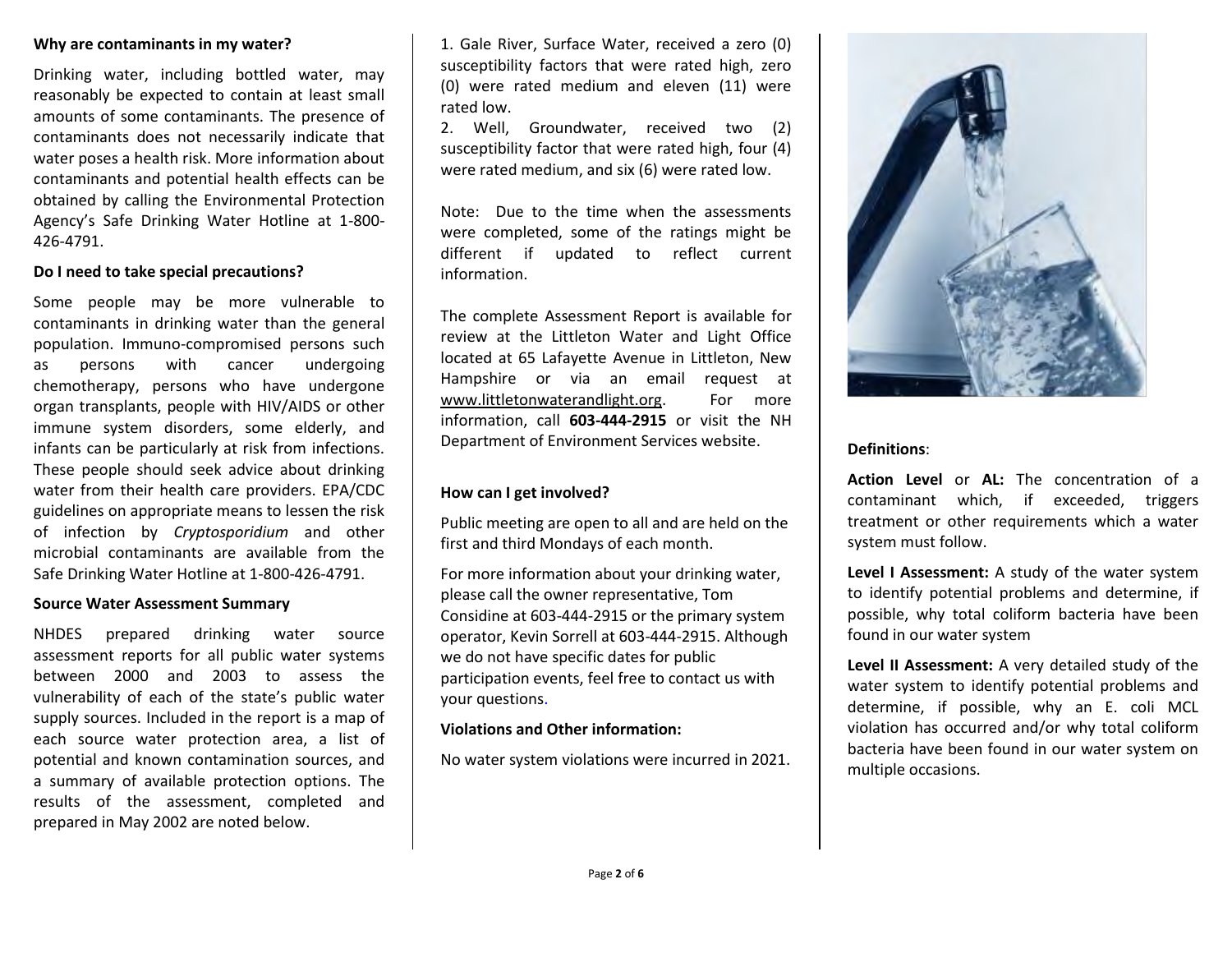### Why are contaminants in my water?

Drinking water, including bottled water, may reasonably be expected to contain at least small amounts of some contaminants. The presence of contaminants does not necessarily indicate that water poses a health risk. More information about contaminants and potential health effects can be obtained by calling the Environmental Protection Agency's Safe Drinking Water Hotline at 1-800-426-4791.

### Do I need to take special precautions?

Some people may be more vulnerable to contaminants in drinking water than the general population. Immuno-compromised persons such as persons with cancer undergoing chemotherapy, persons who have undergone organ transplants, people with HIV/AIDS or other immune system disorders, some elderly, and infants can be particularly at risk from infections. These people should seek advice about drinking water from their health care providers. EPA/CDC guidelines on appropriate means to lessen the risk of infection by *Cryptosporidium* and other microbial contaminants are available from the Safe Drinking Water Hotline at 1-800-426-4791.

### Source Water Assessment Summary

NHDES prepared drinking water source assessment reports for all public water systems between 2000 and 2003 to assess the vulnerability of each of the state's public water supply sources. Included in the report is a map of each source water protection area, a list of potential and known contamination sources, and a summary of available protection options. The results of the assessment, completed and prepared in May 2002 are noted below.

1. Gale River, Surface Water, received a zero (0) susceptibility factors that were rated high, zero (0) were rated medium and eleven (11) were rated low.
2. Well, Groundwater, received two (2) susceptibility factor that were rated high, four (4) were rated medium, and six (6) were rated low.

Note: Due to the time when the assessments were completed, some of the ratings might be different if updated to reflect current information.

The complete Assessment Report is available for review at the Littleton Water and Light Office located at 65 Lafayette Avenue in Littleton, New Hampshire or via an email request at www.littletonwaterandlight.org. For more information, call **603-444-2915** or visit the NH Department of Environment Services website.

### How can I get involved?

Public meeting are open to all and are held on the first and third Mondays of each month.

For more information about your drinking water, please call the owner representative, Tom Considine at 603-444-2915 or the primary system operator, Kevin Sorrell at 603-444-2915. Although we do not have specific dates for public participation events, feel free to contact us with your questions.

### Violations and Other information:

No water system violations were incurred in 2021.

### Definitions:

**Action Level** or **AL:** The concentration of a contaminant which, if exceeded, triggers treatment or other requirements which a water system must follow.

**Level I Assessment:** A study of the water system to identify potential problems and determine, if possible, why total coliform bacteria have been found in our water system

**Level II Assessment:** A very detailed study of the water system to identify potential problems and determine, if possible, why an E. coli MCL violation has occurred and/or why total coliform bacteria have been found in our water system on multiple occasions.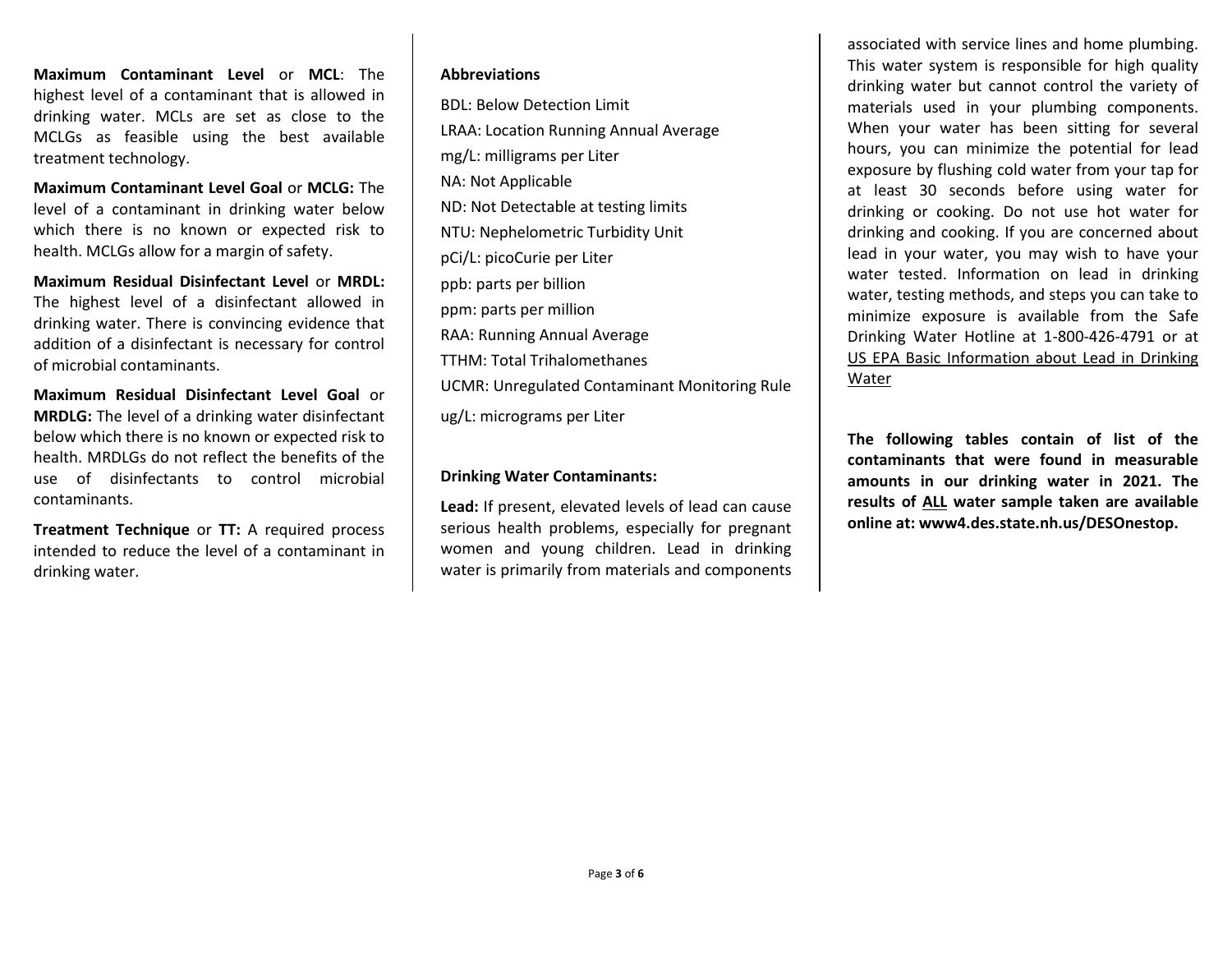**Maximum Contaminant Level** or **MCL**: The highest level of a contaminant that is allowed in drinking water. MCLs are set as close to the MCLGs as feasible using the best available treatment technology.

**Maximum Contaminant Level Goal** or **MCLG:** The level of a contaminant in drinking water below which there is no known or expected risk to health. MCLGs allow for a margin of safety.

**Maximum Residual Disinfectant Level** or **MRDL:** The highest level of a disinfectant allowed in drinking water. There is convincing evidence that addition of a disinfectant is necessary for control of microbial contaminants.

**Maximum Residual Disinfectant Level Goal** or **MRDLG:** The level of a drinking water disinfectant below which there is no known or expected risk to health. MRDLGs do not reflect the benefits of the use of disinfectants to control microbial contaminants.

**Treatment Technique** or **TT:** A required process intended to reduce the level of a contaminant in drinking water.

**Abbreviations**

BDL: Below Detection Limit

LRAA: Location Running Annual Average

mg/L: milligrams per Liter

NA: Not Applicable

ND: Not Detectable at testing limits

NTU: Nephelometric Turbidity Unit

pCi/L: picoCurie per Liter

ppb: parts per billion

ppm: parts per million

RAA: Running Annual Average

TTHM: Total Trihalomethanes

UCMR: Unregulated Contaminant Monitoring Rule

ug/L: micrograms per Liter

**Drinking Water Contaminants:**

**Lead:** If present, elevated levels of lead can cause serious health problems, especially for pregnant women and young children. Lead in drinking water is primarily from materials and components associated with service lines and home plumbing. This water system is responsible for high quality drinking water but cannot control the variety of materials used in your plumbing components. When your water has been sitting for several hours, you can minimize the potential for lead exposure by flushing cold water from your tap for at least 30 seconds before using water for drinking or cooking. Do not use hot water for drinking and cooking. If you are concerned about lead in your water, you may wish to have your water tested. Information on lead in drinking water, testing methods, and steps you can take to minimize exposure is available from the Safe Drinking Water Hotline at 1-800-426-4791 or at US EPA Basic Information about Lead in Drinking Water

**The following tables contain of list of the contaminants that were found in measurable amounts in our drinking water in 2021. The results of ALL water sample taken are available online at: www4.des.state.nh.us/DESOnestop.**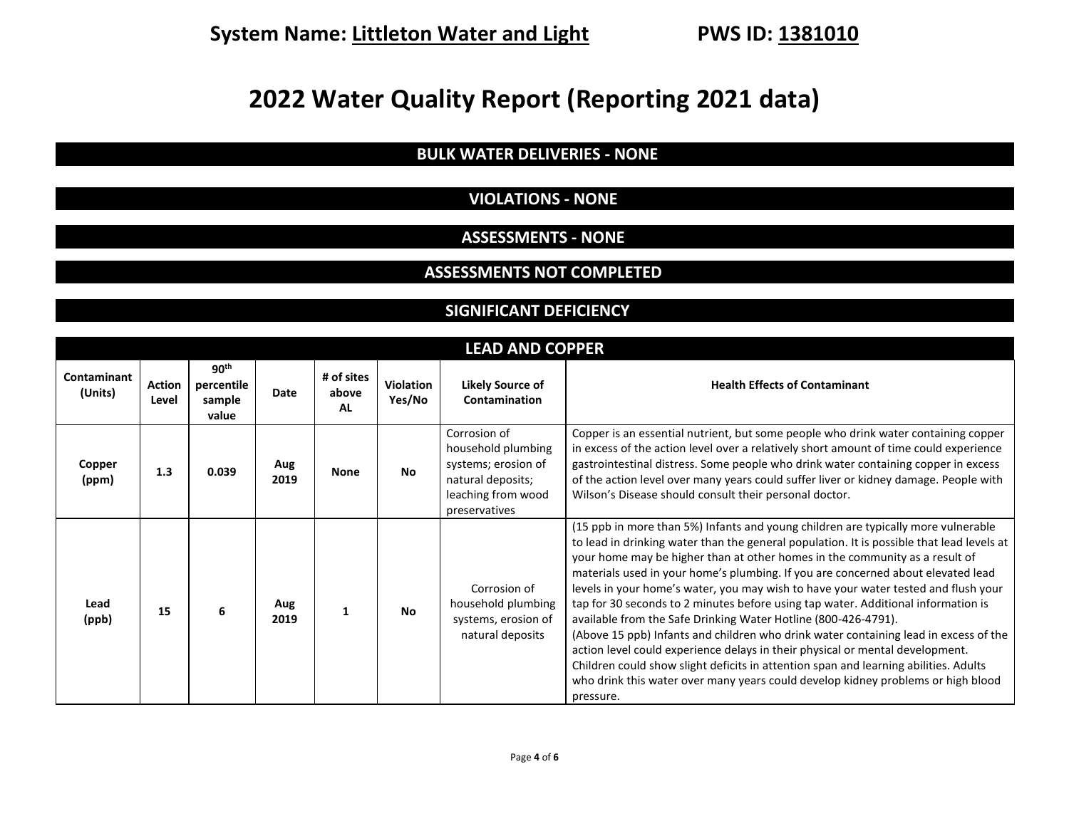**System Name: Littleton Water and Light** **PWS ID: 1381010**

# 2022 Water Quality Report (Reporting 2021 data)

## BULK WATER DELIVERIES - NONE

## VIOLATIONS - NONE

## ASSESSMENTS - NONE

## ASSESSMENTS NOT COMPLETED

## SIGNIFICANT DEFICIENCY

## LEAD AND COPPER

| Contaminant (Units) | Action Level | 90th percentile sample value | Date | # of sites above AL | Violation Yes/No | Likely Source of Contamination | Health Effects of Contaminant |
|---|---|---|---|---|---|---|---|
| **Copper (ppm)** | **1.3** | **0.039** | **Aug 2019** | **None** | **No** | Corrosion of household plumbing systems; erosion of natural deposits; leaching from wood preservatives | Copper is an essential nutrient, but some people who drink water containing copper in excess of the action level over a relatively short amount of time could experience gastrointestinal distress. Some people who drink water containing copper in excess of the action level over many years could suffer liver or kidney damage. People with Wilson's Disease should consult their personal doctor. |
| **Lead (ppb)** | **15** | **6** | **Aug 2019** | **1** | **No** | Corrosion of household plumbing systems, erosion of natural deposits | (15 ppb in more than 5%) Infants and young children are typically more vulnerable to lead in drinking water than the general population. It is possible that lead levels at your home may be higher than at other homes in the community as a result of materials used in your home's plumbing. If you are concerned about elevated lead levels in your home's water, you may wish to have your water tested and flush your tap for 30 seconds to 2 minutes before using tap water. Additional information is available from the Safe Drinking Water Hotline (800-426-4791).<br>(Above 15 ppb) Infants and children who drink water containing lead in excess of the action level could experience delays in their physical or mental development. Children could show slight deficits in attention span and learning abilities. Adults who drink this water over many years could develop kidney problems or high blood pressure. |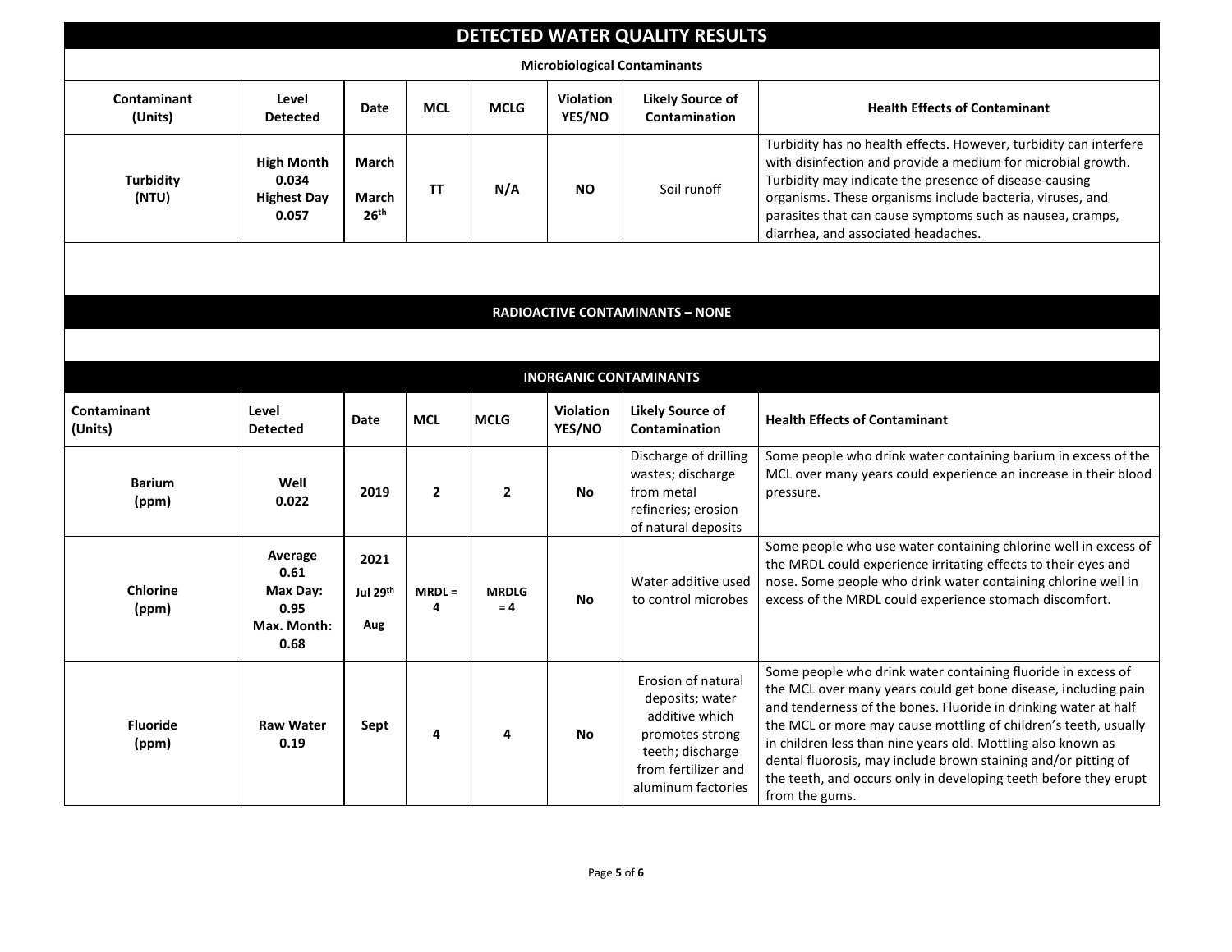## DETECTED WATER QUALITY RESULTS

### Microbiological Contaminants

| Contaminant (Units) | Level Detected | Date | MCL | MCLG | Violation YES/NO | Likely Source of Contamination | Health Effects of Contaminant |
|---|---|---|---|---|---|---|---|
| **Turbidity (NTU)** | **High Month 0.034 Highest Day 0.057** | **March March 26th** | **TT** | **N/A** | **NO** | Soil runoff | Turbidity has no health effects. However, turbidity can interfere with disinfection and provide a medium for microbial growth. Turbidity may indicate the presence of disease-causing organisms. These organisms include bacteria, viruses, and parasites that can cause symptoms such as nausea, cramps, diarrhea, and associated headaches. |

### RADIOACTIVE CONTAMINANTS – NONE

### INORGANIC CONTAMINANTS

| Contaminant (Units) | Level Detected | Date | MCL | MCLG | Violation YES/NO | Likely Source of Contamination | Health Effects of Contaminant |
|---|---|---|---|---|---|---|---|
| **Barium (ppm)** | **Well 0.022** | **2019** | **2** | **2** | **No** | Discharge of drilling wastes; discharge from metal refineries; erosion of natural deposits | Some people who drink water containing barium in excess of the MCL over many years could experience an increase in their blood pressure. |
| **Chlorine (ppm)** | **Average 0.61 Max Day: 0.95 Max. Month: 0.68** | **2021 Jul 29th Aug** | **MRDL = 4** | **MRDLG = 4** | **No** | Water additive used to control microbes | Some people who use water containing chlorine well in excess of the MRDL could experience irritating effects to their eyes and nose. Some people who drink water containing chlorine well in excess of the MRDL could experience stomach discomfort. |
| **Fluoride (ppm)** | **Raw Water 0.19** | **Sept** | **4** | **4** | **No** | Erosion of natural deposits; water additive which promotes strong teeth; discharge from fertilizer and aluminum factories | Some people who drink water containing fluoride in excess of the MCL over many years could get bone disease, including pain and tenderness of the bones. Fluoride in drinking water at half the MCL or more may cause mottling of children's teeth, usually in children less than nine years old. Mottling also known as dental fluorosis, may include brown staining and/or pitting of the teeth, and occurs only in developing teeth before they erupt from the gums. |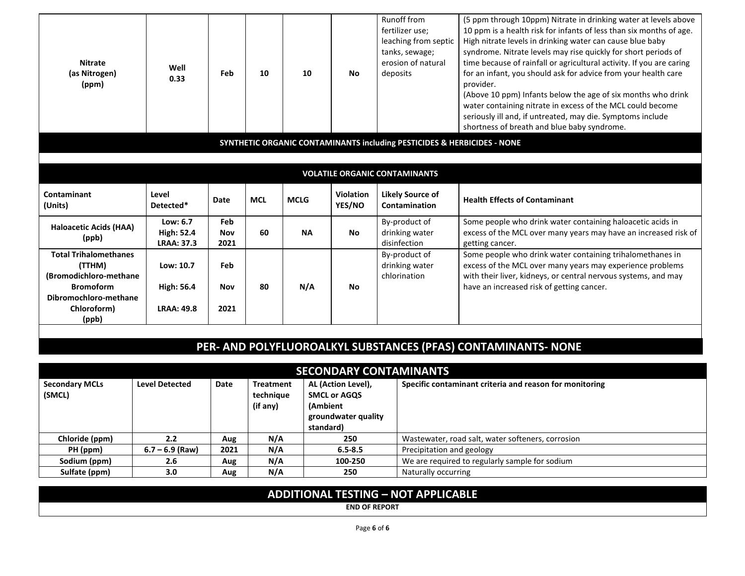| | | | | | | | |
|---|---|---|---|---|---|---|---|
| **Nitrate (as Nitrogen) (ppm)** | **Well 0.33** | **Feb** | **10** | **10** | **No** | Runoff from fertilizer use; leaching from septic tanks, sewage; erosion of natural deposits | (5 ppm through 10ppm) Nitrate in drinking water at levels above 10 ppm is a health risk for infants of less than six months of age. High nitrate levels in drinking water can cause blue baby syndrome. Nitrate levels may rise quickly for short periods of time because of rainfall or agricultural activity. If you are caring for an infant, you should ask for advice from your health care provider.<br>(Above 10 ppm) Infants below the age of six months who drink water containing nitrate in excess of the MCL could become seriously ill and, if untreated, may die. Symptoms include shortness of breath and blue baby syndrome. |

## SYNTHETIC ORGANIC CONTAMINANTS including PESTICIDES & HERBICIDES - NONE

## VOLATILE ORGANIC CONTAMINANTS

| Contaminant (Units) | Level Detected* | Date | MCL | MCLG | Violation YES/NO | Likely Source of Contamination | Health Effects of Contaminant |
|---|---|---|---|---|---|---|---|
| **Haloacetic Acids (HAA) (ppb)** | **Low: 6.7**<br>**High: 52.4**<br>**LRAA: 37.3** | **Feb**<br>**Nov**<br>**2021** | **60** | **NA** | **No** | By-product of drinking water disinfection | Some people who drink water containing haloacetic acids in excess of the MCL over many years may have an increased risk of getting cancer. |
| **Total Trihalomethanes (TTHM) (Bromodichloro-methane Bromoform Dibromochloro-methane Chloroform) (ppb)** | **Low: 10.7**<br>**High: 56.4**<br>**LRAA: 49.8** | **Feb**<br>**Nov**<br>**2021** | **80** | **N/A** | **No** | By-product of drinking water chlorination | Some people who drink water containing trihalomethanes in excess of the MCL over many years may experience problems with their liver, kidneys, or central nervous systems, and may have an increased risk of getting cancer. |

## PER- AND POLYFLUOROALKYL SUBSTANCES (PFAS) CONTAMINANTS- NONE

## SECONDARY CONTAMINANTS

| Secondary MCLs (SMCL) | Level Detected | Date | Treatment technique (if any) | AL (Action Level), SMCL or AGQS (Ambient groundwater quality standard) | Specific contaminant criteria and reason for monitoring |
|---|---|---|---|---|---|
| **Chloride (ppm)** | **2.2** | **Aug** | **N/A** | **250** | Wastewater, road salt, water softeners, corrosion |
| **PH (ppm)** | **6.7 – 6.9 (Raw)** | **2021** | **N/A** | **6.5-8.5** | Precipitation and geology |
| **Sodium (ppm)** | **2.6** | **Aug** | **N/A** | **100-250** | We are required to regularly sample for sodium |
| **Sulfate (ppm)** | **3.0** | **Aug** | **N/A** | **250** | Naturally occurring |

## ADDITIONAL TESTING – NOT APPLICABLE

**END OF REPORT**